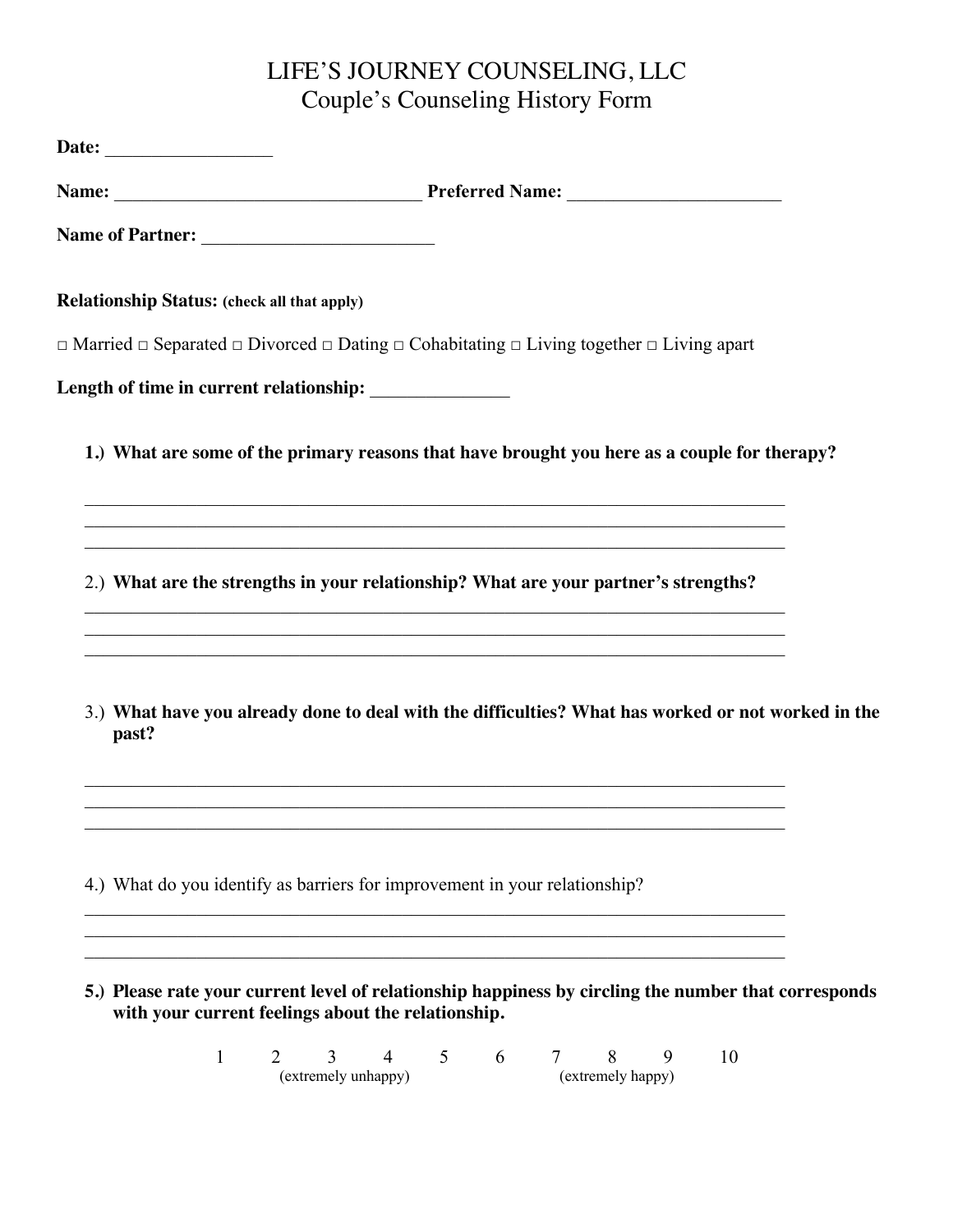# LIFE'S JOURNEY COUNSELING, LLC

## Couple's Counseling History Form

**Date:** __________________

**Name:** _________________________________ **Preferred Name:** _______________________

**Name of Partner:** _________________________

**Relationship Status:** **(check all that apply)**

□ Married □ Separated □ Divorced □ Dating □ Cohabitating □ Living together □ Living apart

**Length of time in current relationship:** _______________

1.) **What are some of the primary reasons that have brought you here as a couple for therapy?**

_____________________________________________________________________________
_____________________________________________________________________________
_____________________________________________________________________________

2.) **What are the strengths in your relationship? What are your partner's strengths?**

_____________________________________________________________________________
_____________________________________________________________________________
_____________________________________________________________________________

3.) **What have you already done to deal with the difficulties? What has worked or not worked in the past?**

_____________________________________________________________________________
_____________________________________________________________________________
_____________________________________________________________________________

4.) What do you identify as barriers for improvement in your relationship?

_____________________________________________________________________________
_____________________________________________________________________________
_____________________________________________________________________________

5.) **Please rate your current level of relationship happiness by circling the number that corresponds with your current feelings about the relationship.**

1 2 3 4 5 6 7 8 9 10

(extremely unhappy) (extremely happy)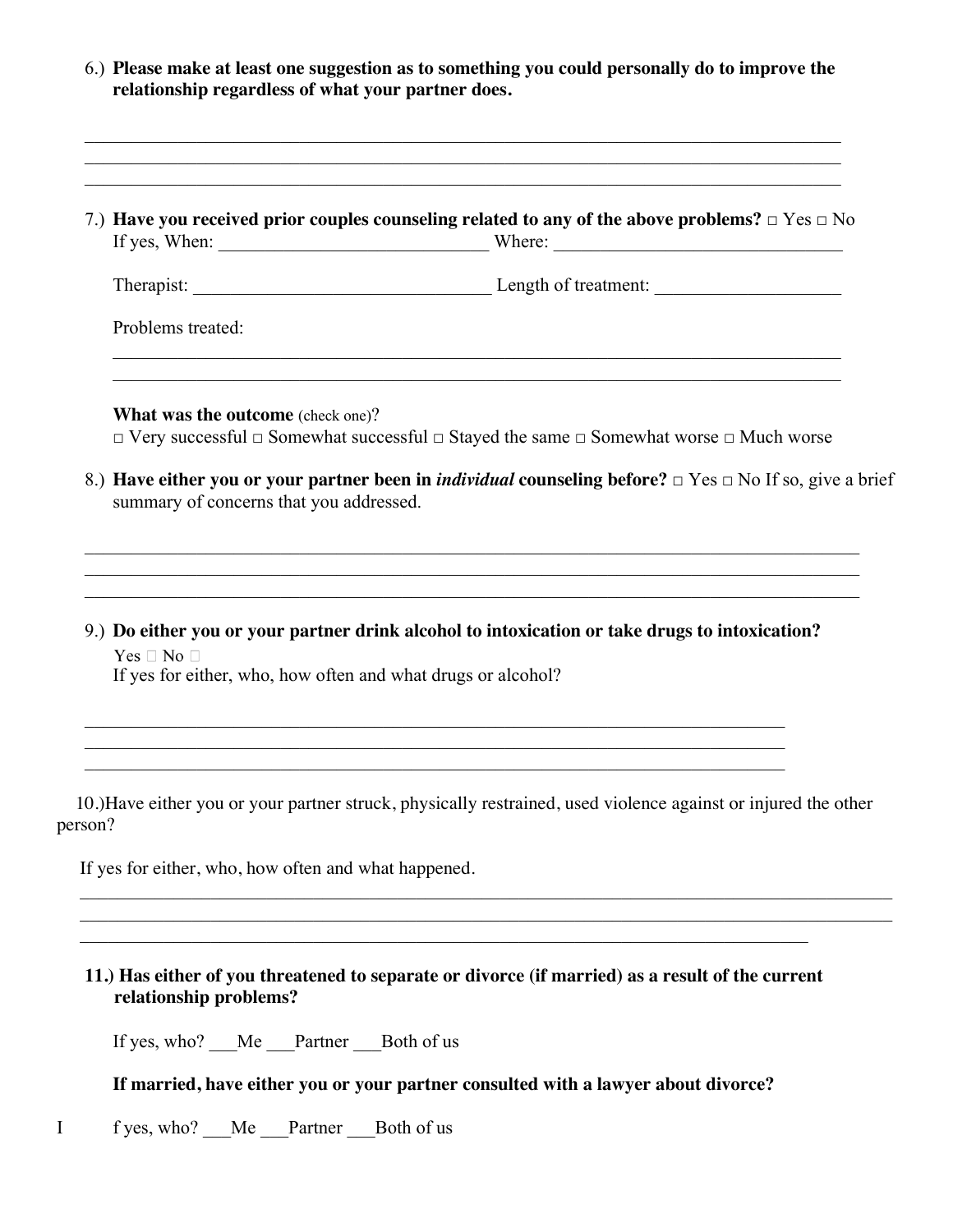6.) **Please make at least one suggestion as to something you could personally do to improve the relationship regardless of what your partner does.**

\_\_\_\_\_\_\_\_\_\_\_\_\_\_\_\_\_\_\_\_\_\_\_\_\_\_\_\_\_\_\_\_\_\_\_\_\_\_\_\_\_\_\_\_\_\_\_\_\_\_\_\_\_\_\_\_\_\_\_\_\_\_\_\_\_\_\_\_\_\_\_\_\_\_\_\_\_\_\_\_
\_\_\_\_\_\_\_\_\_\_\_\_\_\_\_\_\_\_\_\_\_\_\_\_\_\_\_\_\_\_\_\_\_\_\_\_\_\_\_\_\_\_\_\_\_\_\_\_\_\_\_\_\_\_\_\_\_\_\_\_\_\_\_\_\_\_\_\_\_\_\_\_\_\_\_\_\_\_\_\_
\_\_\_\_\_\_\_\_\_\_\_\_\_\_\_\_\_\_\_\_\_\_\_\_\_\_\_\_\_\_\_\_\_\_\_\_\_\_\_\_\_\_\_\_\_\_\_\_\_\_\_\_\_\_\_\_\_\_\_\_\_\_\_\_\_\_\_\_\_\_\_\_\_\_\_\_\_\_\_\_

7.) **Have you received prior couples counseling related to any of the above problems?** □ Yes □ No
If yes, When: \_\_\_\_\_\_\_\_\_\_\_\_\_\_\_\_\_\_\_\_\_\_\_\_\_\_\_\_ Where: \_\_\_\_\_\_\_\_\_\_\_\_\_\_\_\_\_\_\_\_\_\_\_\_\_\_\_\_\_\_

Therapist: \_\_\_\_\_\_\_\_\_\_\_\_\_\_\_\_\_\_\_\_\_\_\_\_\_\_\_\_\_\_ Length of treatment: \_\_\_\_\_\_\_\_\_\_\_\_\_\_\_\_\_\_\_

Problems treated:

\_\_\_\_\_\_\_\_\_\_\_\_\_\_\_\_\_\_\_\_\_\_\_\_\_\_\_\_\_\_\_\_\_\_\_\_\_\_\_\_\_\_\_\_\_\_\_\_\_\_\_\_\_\_\_\_\_\_\_\_\_\_\_\_\_\_\_\_\_\_\_\_\_\_\_\_
\_\_\_\_\_\_\_\_\_\_\_\_\_\_\_\_\_\_\_\_\_\_\_\_\_\_\_\_\_\_\_\_\_\_\_\_\_\_\_\_\_\_\_\_\_\_\_\_\_\_\_\_\_\_\_\_\_\_\_\_\_\_\_\_\_\_\_\_\_\_\_\_\_\_\_\_

**What was the outcome** (check one)?
□ Very successful □ Somewhat successful □ Stayed the same □ Somewhat worse □ Much worse

8.) **Have either you or your partner been in *individual* counseling before?** □ Yes □ No If so, give a brief summary of concerns that you addressed.

\_\_\_\_\_\_\_\_\_\_\_\_\_\_\_\_\_\_\_\_\_\_\_\_\_\_\_\_\_\_\_\_\_\_\_\_\_\_\_\_\_\_\_\_\_\_\_\_\_\_\_\_\_\_\_\_\_\_\_\_\_\_\_\_\_\_\_\_\_\_\_\_\_\_\_\_\_\_\_\_
\_\_\_\_\_\_\_\_\_\_\_\_\_\_\_\_\_\_\_\_\_\_\_\_\_\_\_\_\_\_\_\_\_\_\_\_\_\_\_\_\_\_\_\_\_\_\_\_\_\_\_\_\_\_\_\_\_\_\_\_\_\_\_\_\_\_\_\_\_\_\_\_\_\_\_\_\_\_\_\_
\_\_\_\_\_\_\_\_\_\_\_\_\_\_\_\_\_\_\_\_\_\_\_\_\_\_\_\_\_\_\_\_\_\_\_\_\_\_\_\_\_\_\_\_\_\_\_\_\_\_\_\_\_\_\_\_\_\_\_\_\_\_\_\_\_\_\_\_\_\_\_\_\_\_\_\_\_\_\_\_

9.) **Do either you or your partner drink alcohol to intoxication or take drugs to intoxication?**
Yes □ No □
If yes for either, who, how often and what drugs or alcohol?

\_\_\_\_\_\_\_\_\_\_\_\_\_\_\_\_\_\_\_\_\_\_\_\_\_\_\_\_\_\_\_\_\_\_\_\_\_\_\_\_\_\_\_\_\_\_\_\_\_\_\_\_\_\_\_\_\_\_\_\_\_\_\_\_\_\_\_\_\_\_\_\_\_\_
\_\_\_\_\_\_\_\_\_\_\_\_\_\_\_\_\_\_\_\_\_\_\_\_\_\_\_\_\_\_\_\_\_\_\_\_\_\_\_\_\_\_\_\_\_\_\_\_\_\_\_\_\_\_\_\_\_\_\_\_\_\_\_\_\_\_\_\_\_\_\_\_\_\_
\_\_\_\_\_\_\_\_\_\_\_\_\_\_\_\_\_\_\_\_\_\_\_\_\_\_\_\_\_\_\_\_\_\_\_\_\_\_\_\_\_\_\_\_\_\_\_\_\_\_\_\_\_\_\_\_\_\_\_\_\_\_\_\_\_\_\_\_\_\_\_\_\_\_

10.) Have either you or your partner struck, physically restrained, used violence against or injured the other person?

If yes for either, who, how often and what happened.

\_\_\_\_\_\_\_\_\_\_\_\_\_\_\_\_\_\_\_\_\_\_\_\_\_\_\_\_\_\_\_\_\_\_\_\_\_\_\_\_\_\_\_\_\_\_\_\_\_\_\_\_\_\_\_\_\_\_\_\_\_\_\_\_\_\_\_\_\_\_\_\_\_\_\_\_\_\_\_\_\_\_
\_\_\_\_\_\_\_\_\_\_\_\_\_\_\_\_\_\_\_\_\_\_\_\_\_\_\_\_\_\_\_\_\_\_\_\_\_\_\_\_\_\_\_\_\_\_\_\_\_\_\_\_\_\_\_\_\_\_\_\_\_\_\_\_\_\_\_\_\_\_\_\_\_\_\_\_\_\_\_\_\_\_
\_\_\_\_\_\_\_\_\_\_\_\_\_\_\_\_\_\_\_\_\_\_\_\_\_\_\_\_\_\_\_\_\_\_\_\_\_\_\_\_\_\_\_\_\_\_\_\_\_\_\_\_\_\_\_\_\_\_\_\_\_\_\_\_\_\_\_\_\_\_\_\_\_\_\_\_

**11.) Has either of you threatened to separate or divorce (if married) as a result of the current relationship problems?**

If yes, who? \_\_\_Me \_\_\_Partner \_\_\_Both of us

**If married, have either you or your partner consulted with a lawyer about divorce?**

If yes, who? \_\_\_Me \_\_\_Partner \_\_\_Both of us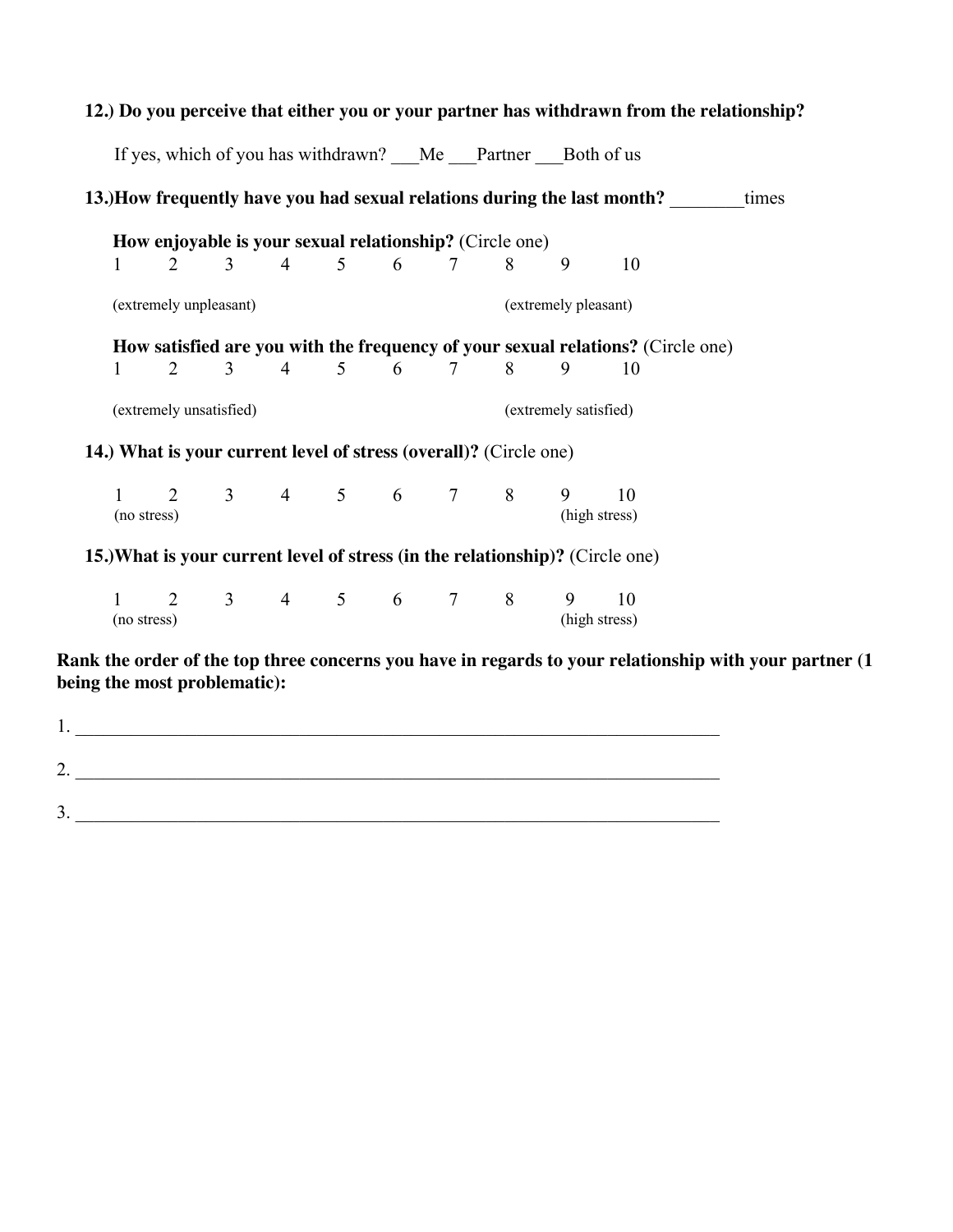**12.) Do you perceive that either you or your partner has withdrawn from the relationship?**

If yes, which of you has withdrawn? ___Me ___Partner ___Both of us

**13.)How frequently have you had sexual relations during the last month?** ________times

**How enjoyable is your sexual relationship?** (Circle one)

1 2 3 4 5 6 7 8 9 10

(extremely unpleasant) (extremely pleasant)

**How satisfied are you with the frequency of your sexual relations?** (Circle one)

1 2 3 4 5 6 7 8 9 10

(extremely unsatisfied) (extremely satisfied)

**14.) What is your current level of stress (overall)?** (Circle one)

1 2 3 4 5 6 7 8 9 10

(no stress) (high stress)

**15.)What is your current level of stress (in the relationship)?** (Circle one)

1 2 3 4 5 6 7 8 9 10

(no stress) (high stress)

**Rank the order of the top three concerns you have in regards to your relationship with your partner (1 being the most problematic):**

1. ________________________________________________________________________

2. ________________________________________________________________________

3. ________________________________________________________________________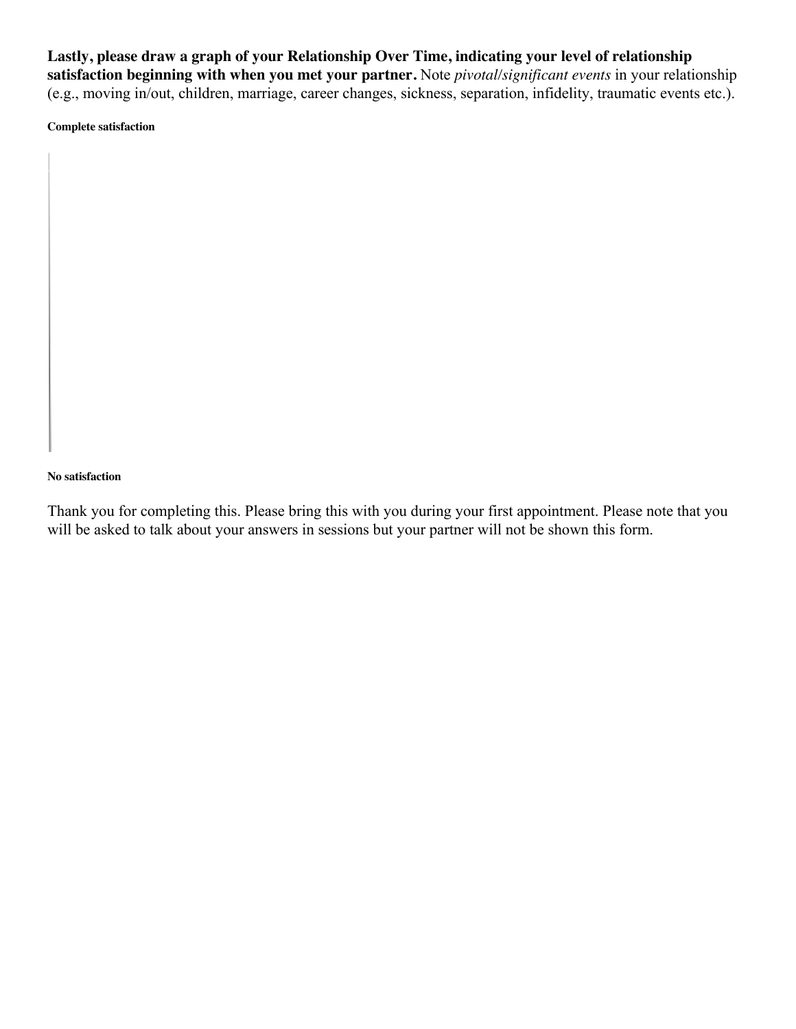**Lastly, please draw a graph of your Relationship Over Time, indicating your level of relationship satisfaction beginning with when you met your partner.** Note *pivotal/significant events* in your relationship (e.g., moving in/out, children, marriage, career changes, sickness, separation, infidelity, traumatic events etc.).

**Complete satisfaction**

**No satisfaction**

Thank you for completing this. Please bring this with you during your first appointment. Please note that you will be asked to talk about your answers in sessions but your partner will not be shown this form.